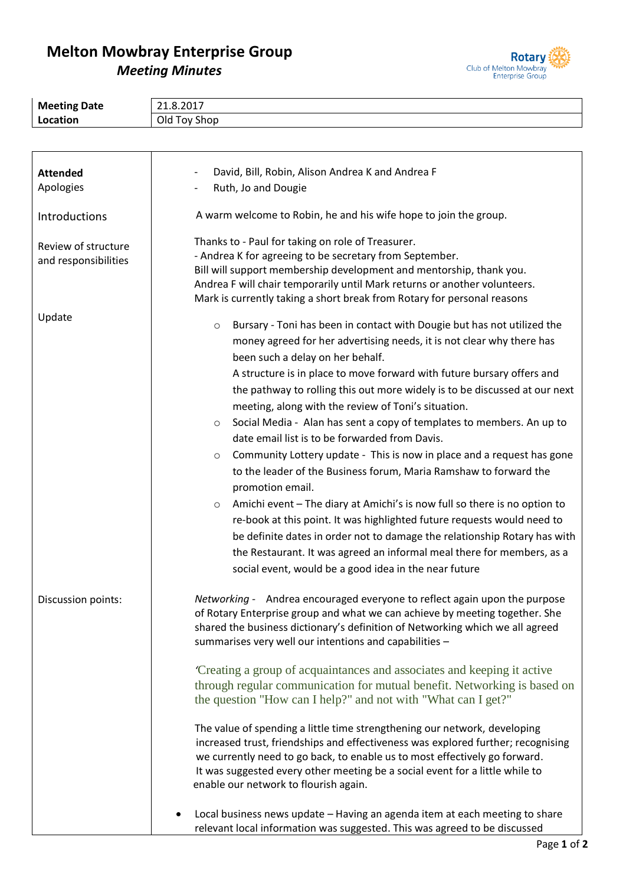# Melton Mowbray Enterprise Group

## *Meeting Minutes*

Rotary Club of Melton Mowbray Enterprise Group

| **Meeting Date** | 21.8.2017 |
|---|---|
| **Location** | Old Toy Shop |

| | |
|---|---|
| **Attended**<br>Apologies | - David, Bill, Robin, Alison Andrea K and Andrea F<br>- Ruth, Jo and Dougie |
| Introductions | A warm welcome to Robin, he and his wife hope to join the group. |
| Review of structure and responsibilities | Thanks to - Paul for taking on role of Treasurer.<br>- Andrea K for agreeing to be secretary from September.<br>Bill will support membership development and mentorship, thank you.<br>Andrea F will chair temporarily until Mark returns or another volunteers.<br>Mark is currently taking a short break from Rotary for personal reasons |
| Update | ○ Bursary - Toni has been in contact with Dougie but has not utilized the money agreed for her advertising needs, it is not clear why there has been such a delay on her behalf.<br>A structure is in place to move forward with future bursary offers and the pathway to rolling this out more widely is to be discussed at our next meeting, along with the review of Toni's situation.<br>○ Social Media - Alan has sent a copy of templates to members. An up to date email list is to be forwarded from Davis.<br>○ Community Lottery update - This is now in place and a request has gone to the leader of the Business forum, Maria Ramshaw to forward the promotion email.<br>○ Amichi event – The diary at Amichi's is now full so there is no option to re-book at this point. It was highlighted future requests would need to be definite dates in order not to damage the relationship Rotary has with the Restaurant. It was agreed an informal meal there for members, as a social event, would be a good idea in the near future |
| Discussion points: | *Networking* - Andrea encouraged everyone to reflect again upon the purpose of Rotary Enterprise group and what we can achieve by meeting together. She shared the business dictionary's definition of Networking which we all agreed summarises very well our intentions and capabilities –<br><br>'Creating a group of acquaintances and associates and keeping it active through regular communication for mutual benefit. Networking is based on the question "How can I help?" and not with "What can I get?"<br><br>The value of spending a little time strengthening our network, developing increased trust, friendships and effectiveness was explored further; recognising we currently need to go back, to enable us to most effectively go forward. It was suggested every other meeting be a social event for a little while to enable our network to flourish again.<br><br>• Local business news update – Having an agenda item at each meeting to share relevant local information was suggested. This was agreed to be discussed |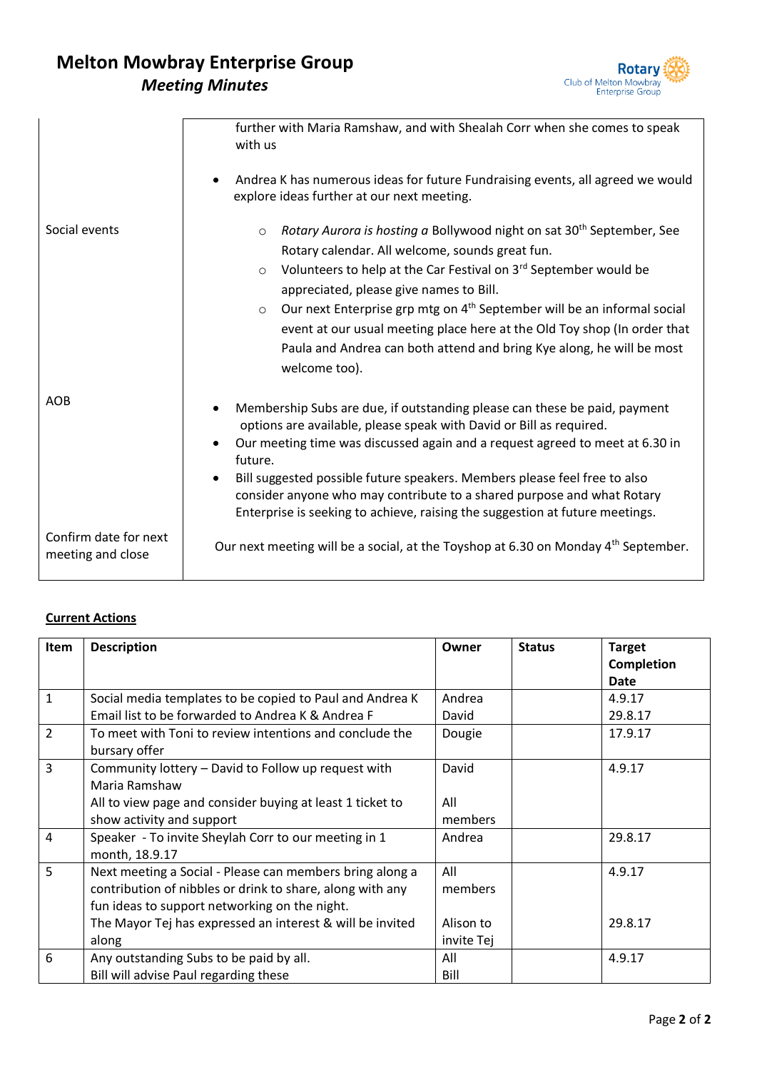# Melton Mowbray Enterprise Group
## *Meeting Minutes*

| | |
|---|---|
| | further with Maria Ramshaw, and with Shealah Corr when she comes to speak with us<br><br>• Andrea K has numerous ideas for future Fundraising events, all agreed we would explore ideas further at our next meeting. |
| Social events | ○ *Rotary Aurora is hosting a* Bollywood night on sat 30th September, See Rotary calendar. All welcome, sounds great fun.<br>○ Volunteers to help at the Car Festival on 3rd September would be appreciated, please give names to Bill.<br>○ Our next Enterprise grp mtg on 4th September will be an informal social event at our usual meeting place here at the Old Toy shop (In order that Paula and Andrea can both attend and bring Kye along, he will be most welcome too). |
| AOB | • Membership Subs are due, if outstanding please can these be paid, payment options are available, please speak with David or Bill as required.<br>• Our meeting time was discussed again and a request agreed to meet at 6.30 in future.<br>• Bill suggested possible future speakers. Members please feel free to also consider anyone who may contribute to a shared purpose and what Rotary Enterprise is seeking to achieve, raising the suggestion at future meetings. |
| Confirm date for next meeting and close | Our next meeting will be a social, at the Toyshop at 6.30 on Monday 4th September. |

**Current Actions**

| Item | Description | Owner | Status | Target Completion Date |
|---|---|---|---|---|
| 1 | Social media templates to be copied to Paul and Andrea K<br>Email list to be forwarded to Andrea K & Andrea F | Andrea<br>David | | 4.9.17<br>29.8.17 |
| 2 | To meet with Toni to review intentions and conclude the bursary offer | Dougie | | 17.9.17 |
| 3 | Community lottery – David to Follow up request with Maria Ramshaw<br>All to view page and consider buying at least 1 ticket to show activity and support | David<br><br>All members | | 4.9.17 |
| 4 | Speaker - To invite Sheylah Corr to our meeting in 1 month, 18.9.17 | Andrea | | 29.8.17 |
| 5 | Next meeting a Social - Please can members bring along a contribution of nibbles or drink to share, along with any fun ideas to support networking on the night.<br>The Mayor Tej has expressed an interest & will be invited along | All members<br><br>Alison to invite Tej | | 4.9.17<br><br>29.8.17 |
| 6 | Any outstanding Subs to be paid by all.<br>Bill will advise Paul regarding these | All<br>Bill | | 4.9.17 |